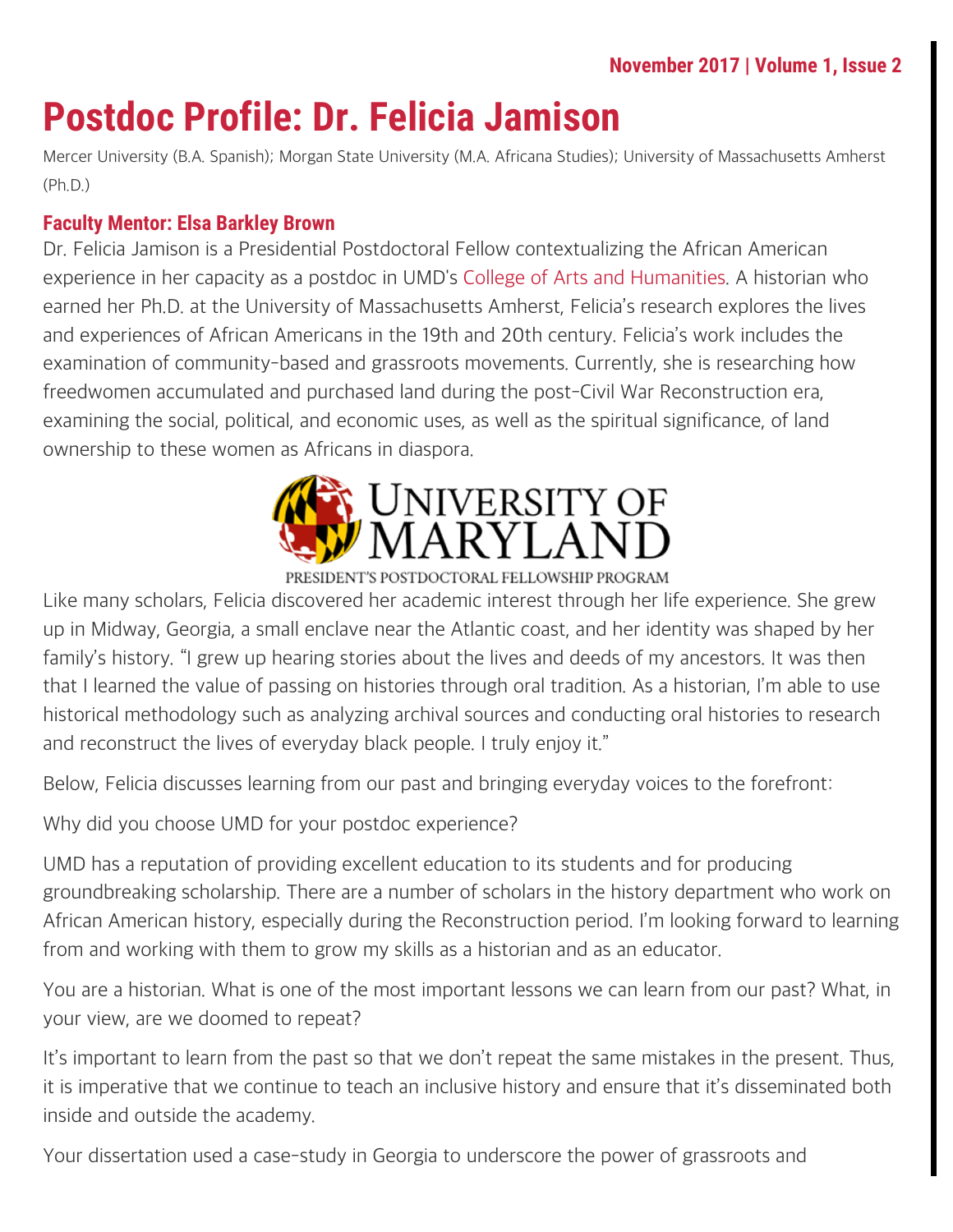# Postdoc Profile: Dr. Felicia Jamison

Mercer University (B.A. Spanish); Morgan State University (M.A. Africana Studies); University of Massachusetts Amherst (Ph.D.)

### Faculty Mentor: Elsa Barkley Brown

Dr. Felicia Jamison is a Presidential Postdoctoral Fellow contextualizing the African American experience in her capacity as a postdoc in UMD's College of Arts and Humanities. A historian who earned her Ph.D. at the University of Massachusetts Amherst, Felicia's research explores the lives and experiences of African Americans in the 19th and 20th century. Felicia's work includes the examination of community-based and grassroots movements. Currently, she is researching how freedwomen accumulated and purchased land during the post-Civil War Reconstruction era, examining the social, political, and economic uses, as well as the spiritual significance, of land ownership to these women as Africans in diaspora.

UNIVERSITY OF MARYLAND

PRESIDENT'S POSTDOCTORAL FELLOWSHIP PROGRAM

Like many scholars, Felicia discovered her academic interest through her life experience. She grew up in Midway, Georgia, a small enclave near the Atlantic coast, and her identity was shaped by her family's history. "I grew up hearing stories about the lives and deeds of my ancestors. It was then that I learned the value of passing on histories through oral tradition. As a historian, I'm able to use historical methodology such as analyzing archival sources and conducting oral histories to research and reconstruct the lives of everyday black people. I truly enjoy it."

Below, Felicia discusses learning from our past and bringing everyday voices to the forefront:

Why did you choose UMD for your postdoc experience?

UMD has a reputation of providing excellent education to its students and for producing groundbreaking scholarship. There are a number of scholars in the history department who work on African American history, especially during the Reconstruction period. I'm looking forward to learning from and working with them to grow my skills as a historian and as an educator.

You are a historian. What is one of the most important lessons we can learn from our past? What, in your view, are we doomed to repeat?

It's important to learn from the past so that we don't repeat the same mistakes in the present. Thus, it is imperative that we continue to teach an inclusive history and ensure that it's disseminated both inside and outside the academy.

Your dissertation used a case-study in Georgia to underscore the power of grassroots and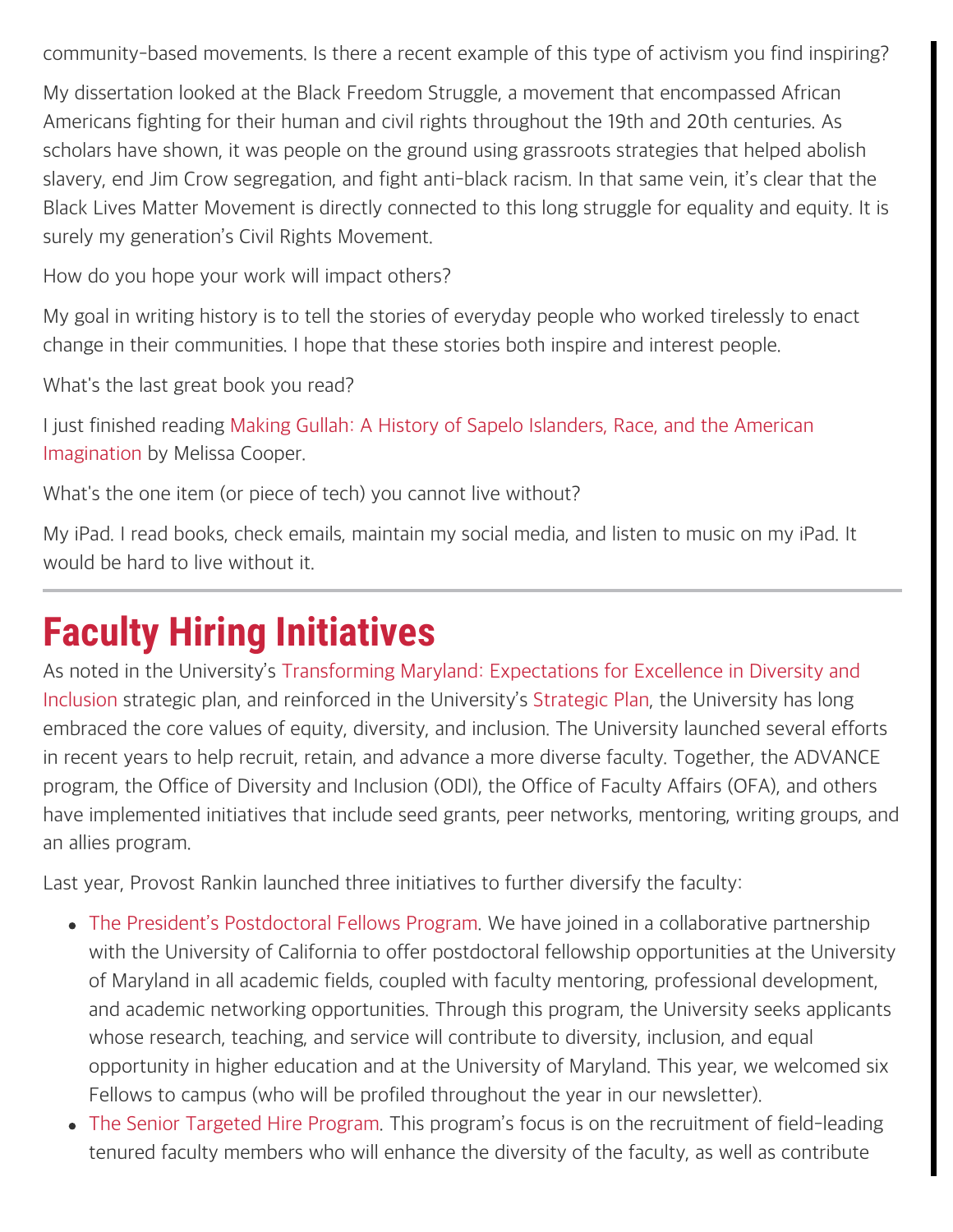community-based movements. Is there a recent example of this type of activism you find inspiring?

My dissertation looked at the Black Freedom Struggle, a movement that encompassed African Americans fighting for their human and civil rights throughout the 19th and 20th centuries. As scholars have shown, it was people on the ground using grassroots strategies that helped abolish slavery, end Jim Crow segregation, and fight anti-black racism. In that same vein, it's clear that the Black Lives Matter Movement is directly connected to this long struggle for equality and equity. It is surely my generation's Civil Rights Movement.

How do you hope your work will impact others?

My goal in writing history is to tell the stories of everyday people who worked tirelessly to enact change in their communities. I hope that these stories both inspire and interest people.

What's the last great book you read?

I just finished reading Making Gullah: A History of Sapelo Islanders, Race, and the American Imagination by Melissa Cooper.

What's the one item (or piece of tech) you cannot live without?

My iPad. I read books, check emails, maintain my social media, and listen to music on my iPad. It would be hard to live without it.

---

# Faculty Hiring Initiatives

As noted in the University's Transforming Maryland: Expectations for Excellence in Diversity and Inclusion strategic plan, and reinforced in the University's Strategic Plan, the University has long embraced the core values of equity, diversity, and inclusion. The University launched several efforts in recent years to help recruit, retain, and advance a more diverse faculty. Together, the ADVANCE program, the Office of Diversity and Inclusion (ODI), the Office of Faculty Affairs (OFA), and others have implemented initiatives that include seed grants, peer networks, mentoring, writing groups, and an allies program.

Last year, Provost Rankin launched three initiatives to further diversify the faculty:

- The President's Postdoctoral Fellows Program. We have joined in a collaborative partnership with the University of California to offer postdoctoral fellowship opportunities at the University of Maryland in all academic fields, coupled with faculty mentoring, professional development, and academic networking opportunities. Through this program, the University seeks applicants whose research, teaching, and service will contribute to diversity, inclusion, and equal opportunity in higher education and at the University of Maryland. This year, we welcomed six Fellows to campus (who will be profiled throughout the year in our newsletter).
- The Senior Targeted Hire Program. This program's focus is on the recruitment of field-leading tenured faculty members who will enhance the diversity of the faculty, as well as contribute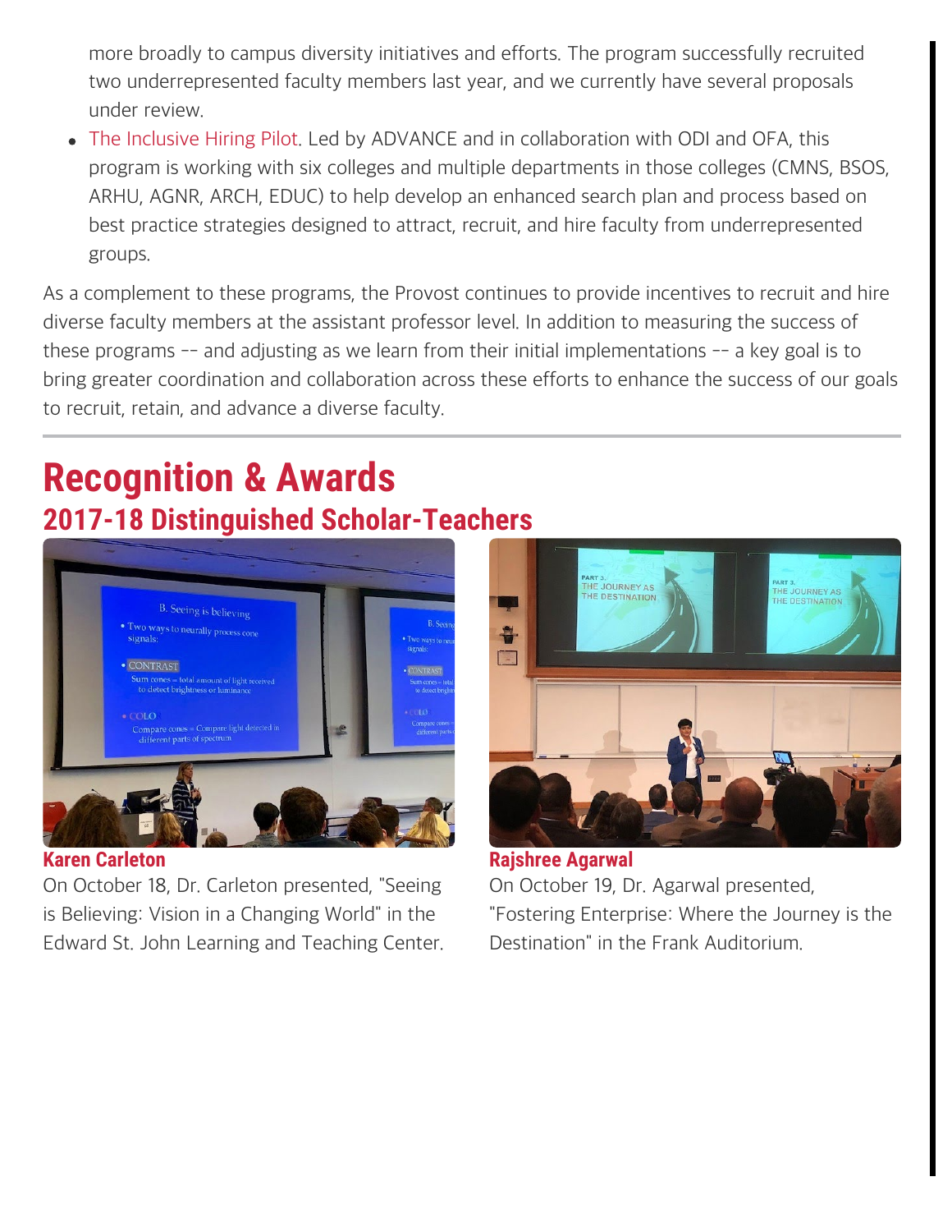more broadly to campus diversity initiatives and efforts. The program successfully recruited two underrepresented faculty members last year, and we currently have several proposals under review.

- The Inclusive Hiring Pilot. Led by ADVANCE and in collaboration with ODI and OFA, this program is working with six colleges and multiple departments in those colleges (CMNS, BSOS, ARHU, AGNR, ARCH, EDUC) to help develop an enhanced search plan and process based on best practice strategies designed to attract, recruit, and hire faculty from underrepresented groups.

As a complement to these programs, the Provost continues to provide incentives to recruit and hire diverse faculty members at the assistant professor level. In addition to measuring the success of these programs -- and adjusting as we learn from their initial implementations -- a key goal is to bring greater coordination and collaboration across these efforts to enhance the success of our goals to recruit, retain, and advance a diverse faculty.

# Recognition & Awards

## 2017-18 Distinguished Scholar-Teachers

### Karen Carleton

On October 18, Dr. Carleton presented, "Seeing is Believing: Vision in a Changing World" in the Edward St. John Learning and Teaching Center.

### Rajshree Agarwal

On October 19, Dr. Agarwal presented, "Fostering Enterprise: Where the Journey is the Destination" in the Frank Auditorium.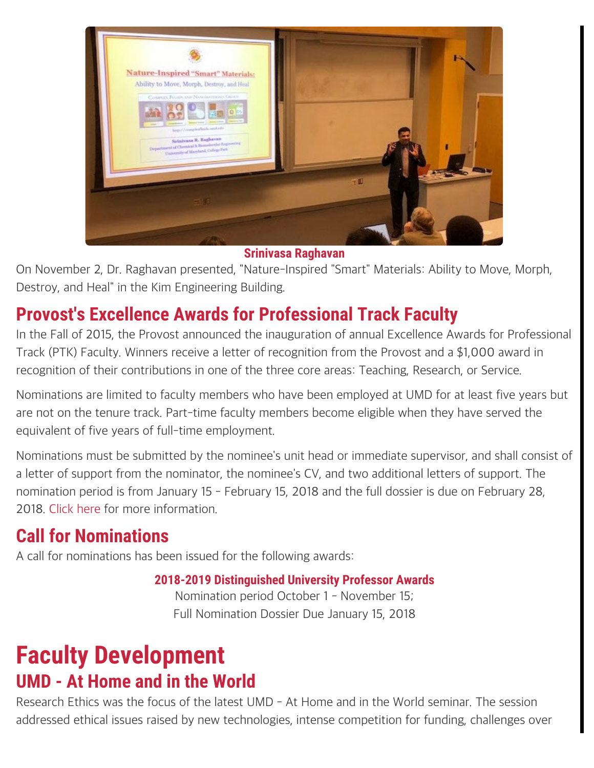**Srinivasa Raghavan**

On November 2, Dr. Raghavan presented, "Nature-Inspired "Smart" Materials: Ability to Move, Morph, Destroy, and Heal" in the Kim Engineering Building.

## Provost's Excellence Awards for Professional Track Faculty

In the Fall of 2015, the Provost announced the inauguration of annual Excellence Awards for Professional Track (PTK) Faculty. Winners receive a letter of recognition from the Provost and a $1,000 award in recognition of their contributions in one of the three core areas: Teaching, Research, or Service.

Nominations are limited to faculty members who have been employed at UMD for at least five years but are not on the tenure track. Part-time faculty members become eligible when they have served the equivalent of five years of full-time employment.

Nominations must be submitted by the nominee's unit head or immediate supervisor, and shall consist of a letter of support from the nominator, the nominee's CV, and two additional letters of support. The nomination period is from January 15 - February 15, 2018 and the full dossier is due on February 28, 2018. Click here for more information.

## Call for Nominations

A call for nominations has been issued for the following awards:

**2018-2019 Distinguished University Professor Awards**
Nomination period October 1 - November 15;
Full Nomination Dossier Due January 15, 2018

# Faculty Development

## UMD - At Home and in the World

Research Ethics was the focus of the latest UMD - At Home and in the World seminar. The session addressed ethical issues raised by new technologies, intense competition for funding, challenges over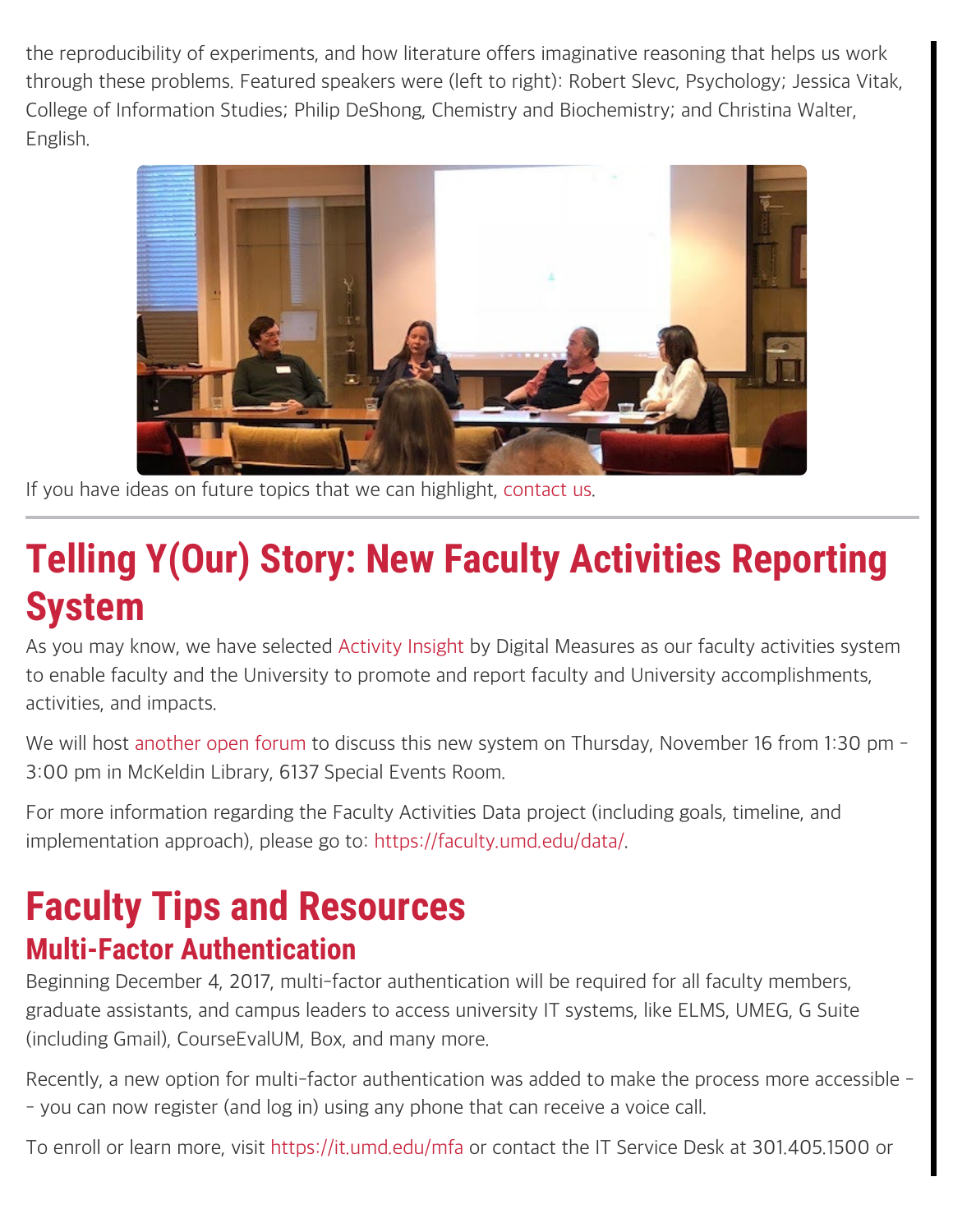the reproducibility of experiments, and how literature offers imaginative reasoning that helps us work through these problems. Featured speakers were (left to right): Robert Slevc, Psychology; Jessica Vitak, College of Information Studies; Philip DeShong, Chemistry and Biochemistry; and Christina Walter, English.

If you have ideas on future topics that we can highlight, contact us.

---

# Telling Y(Our) Story: New Faculty Activities Reporting System

As you may know, we have selected Activity Insight by Digital Measures as our faculty activities system to enable faculty and the University to promote and report faculty and University accomplishments, activities, and impacts.

We will host another open forum to discuss this new system on Thursday, November 16 from 1:30 pm – 3:00 pm in McKeldin Library, 6137 Special Events Room.

For more information regarding the Faculty Activities Data project (including goals, timeline, and implementation approach), please go to: https://faculty.umd.edu/data/.

# Faculty Tips and Resources

## Multi-Factor Authentication

Beginning December 4, 2017, multi-factor authentication will be required for all faculty members, graduate assistants, and campus leaders to access university IT systems, like ELMS, UMEG, G Suite (including Gmail), CourseEvalUM, Box, and many more.

Recently, a new option for multi-factor authentication was added to make the process more accessible -- you can now register (and log in) using any phone that can receive a voice call.

To enroll or learn more, visit https://it.umd.edu/mfa or contact the IT Service Desk at 301.405.1500 or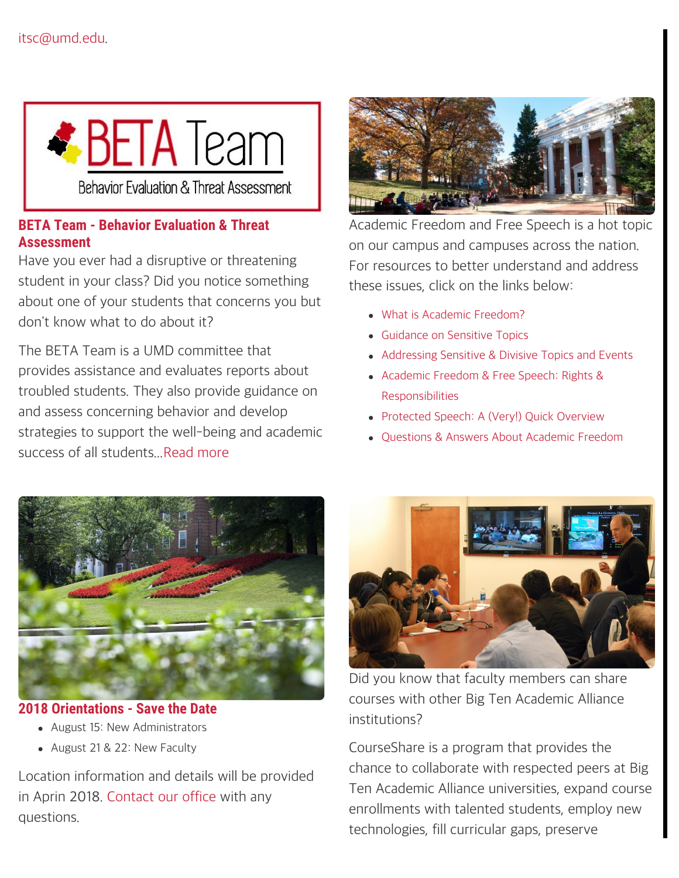itsc@umd.edu.

## BETA Team - Behavior Evaluation & Threat Assessment

Have you ever had a disruptive or threatening student in your class? Did you notice something about one of your students that concerns you but don't know what to do about it?

The BETA Team is a UMD committee that provides assistance and evaluates reports about troubled students. They also provide guidance on and assess concerning behavior and develop strategies to support the well-being and academic success of all students...Read more

Academic Freedom and Free Speech is a hot topic on our campus and campuses across the nation. For resources to better understand and address these issues, click on the links below:

- What is Academic Freedom?
- Guidance on Sensitive Topics
- Addressing Sensitive & Divisive Topics and Events
- Academic Freedom & Free Speech: Rights & Responsibilities
- Protected Speech: A (Very!) Quick Overview
- Questions & Answers About Academic Freedom

## 2018 Orientations - Save the Date

- August 15: New Administrators
- August 21 & 22: New Faculty

Location information and details will be provided in Aprin 2018. Contact our office with any questions.

Did you know that faculty members can share courses with other Big Ten Academic Alliance institutions?

CourseShare is a program that provides the chance to collaborate with respected peers at Big Ten Academic Alliance universities, expand course enrollments with talented students, employ new technologies, fill curricular gaps, preserve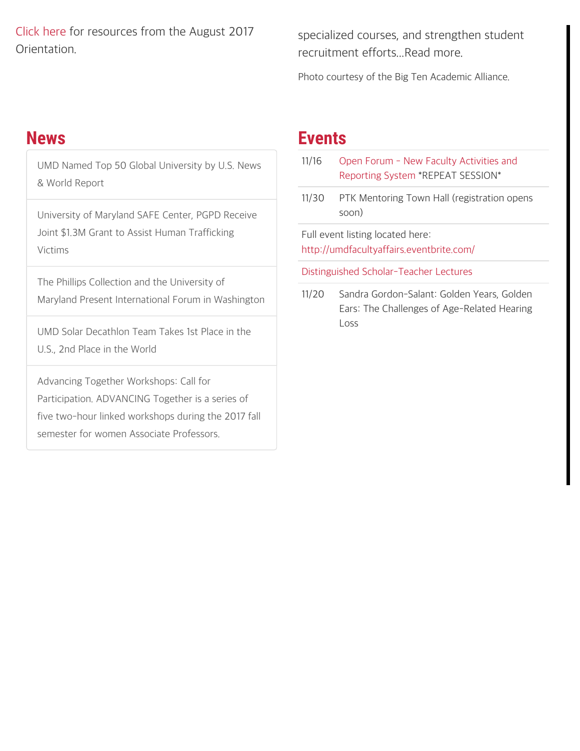Click here for resources from the August 2017 Orientation.

specialized courses, and strengthen student recruitment efforts...Read more.

Photo courtesy of the Big Ten Academic Alliance.

## News

UMD Named Top 50 Global University by U.S. News & World Report

University of Maryland SAFE Center, PGPD Receive Joint $1.3M Grant to Assist Human Trafficking Victims

The Phillips Collection and the University of Maryland Present International Forum in Washington

UMD Solar Decathlon Team Takes 1st Place in the U.S., 2nd Place in the World

Advancing Together Workshops: Call for Participation. ADVANCING Together is a series of five two-hour linked workshops during the 2017 fall semester for women Associate Professors.

## Events

11/16 Open Forum - New Faculty Activities and Reporting System *REPEAT SESSION*

11/30 PTK Mentoring Town Hall (registration opens soon)

Full event listing located here: http://umdfacultyaffairs.eventbrite.com/

Distinguished Scholar-Teacher Lectures

11/20 Sandra Gordon-Salant: Golden Years, Golden Ears: The Challenges of Age-Related Hearing Loss